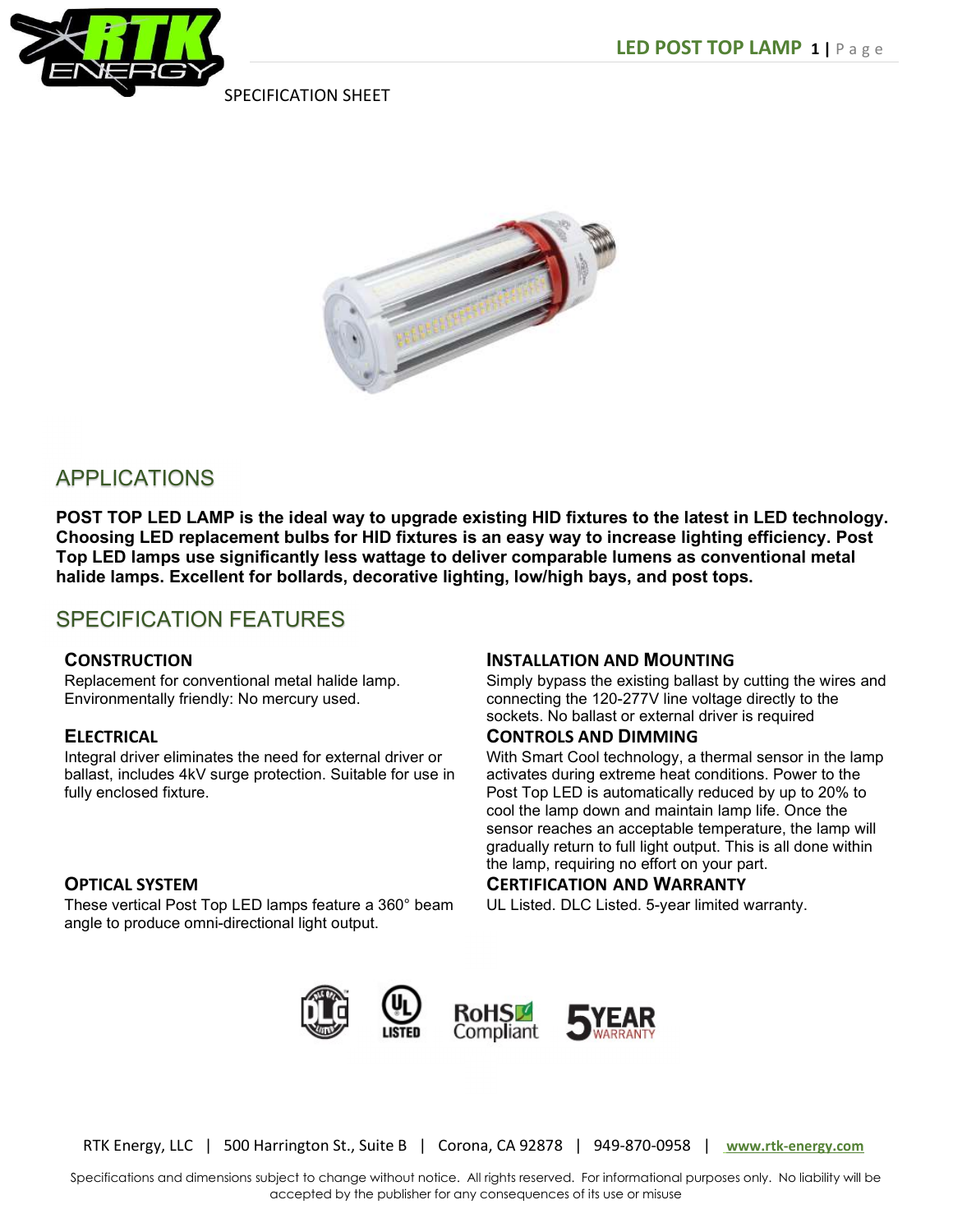SPECIFICATION SHEET

## APPLICATIONS

**POST TOP LED LAMP is the ideal way to upgrade existing HID fixtures to the latest in LED technology. Choosing LED replacement bulbs for HID fixtures is an easy way to increase lighting efficiency. Post Top LED lamps use significantly less wattage to deliver comparable lumens as conventional metal halide lamps. Excellent for bollards, decorative lighting, low/high bays, and post tops.**

## SPECIFICATION FEATURES

### CONSTRUCTION

Replacement for conventional metal halide lamp. Environmentally friendly: No mercury used.

### ELECTRICAL

Integral driver eliminates the need for external driver or ballast, includes 4kV surge protection. Suitable for use in fully enclosed fixture.

### OPTICAL SYSTEM

These vertical Post Top LED lamps feature a 360° beam angle to produce omni-directional light output.

### INSTALLATION AND MOUNTING

Simply bypass the existing ballast by cutting the wires and connecting the 120-277V line voltage directly to the sockets. No ballast or external driver is required

### CONTROLS AND DIMMING

With Smart Cool technology, a thermal sensor in the lamp activates during extreme heat conditions. Power to the Post Top LED is automatically reduced by up to 20% to cool the lamp down and maintain lamp life. Once the sensor reaches an acceptable temperature, the lamp will gradually return to full light output. This is all done within the lamp, requiring no effort on your part.

### CERTIFICATION AND WARRANTY

UL Listed. DLC Listed. 5-year limited warranty.

RTK Energy, LLC | 500 Harrington St., Suite B | Corona, CA 92878 | 949-870-0958 | www.rtk-energy.com

Specifications and dimensions subject to change without notice. All rights reserved. For informational purposes only. No liability will be accepted by the publisher for any consequences of its use or misuse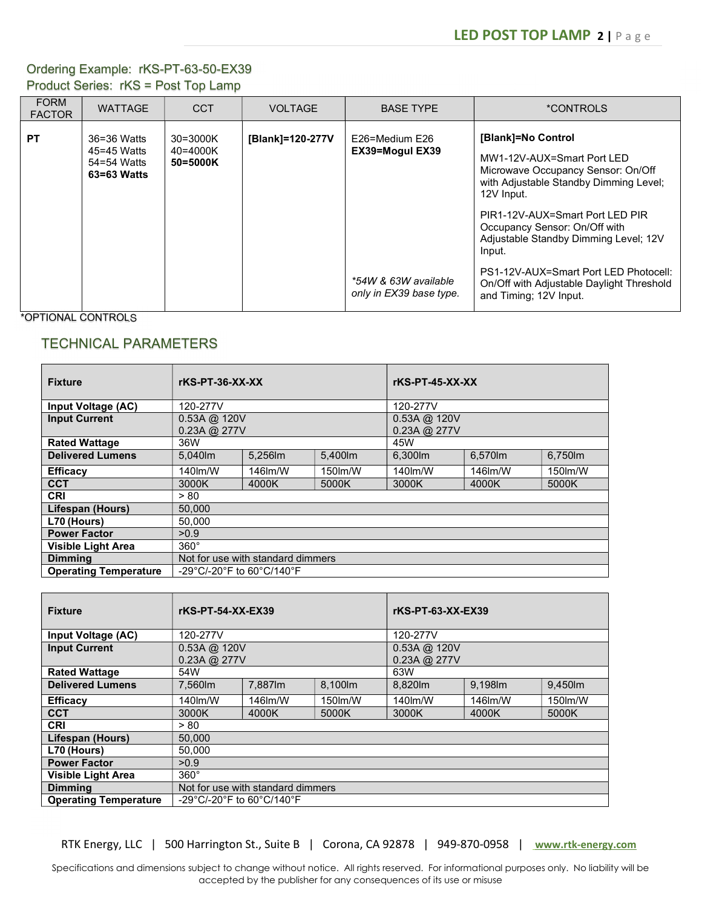Ordering Example: rKS-PT-63-50-EX39

Product Series: rKS = Post Top Lamp

| FORM FACTOR | WATTAGE | CCT | VOLTAGE | BASE TYPE | *CONTROLS |
|---|---|---|---|---|---|
| **PT** | 36=36 Watts<br>45=45 Watts<br>54=54 Watts<br>**63=63 Watts** | 30=3000K<br>40=4000K<br>**50=5000K** | **[Blank]=120-277V** | E26=Medium E26<br>**EX39=Mogul EX39**<br><br>*\*54W & 63W available only in EX39 base type.* | **[Blank]=No Control**<br><br>MW1-12V-AUX=Smart Port LED Microwave Occupancy Sensor: On/Off with Adjustable Standby Dimming Level; 12V Input.<br><br>PIR1-12V-AUX=Smart Port LED PIR Occupancy Sensor: On/Off with Adjustable Standby Dimming Level; 12V Input.<br><br>PS1-12V-AUX=Smart Port LED Photocell: On/Off with Adjustable Daylight Threshold and Timing; 12V Input. |

*OPTIONAL CONTROLS

## TECHNICAL PARAMETERS

| **Fixture** | **rKS-PT-36-XX-XX** | | | **rKS-PT-45-XX-XX** | | |
|---|---|---|---|---|---|---|
| **Input Voltage (AC)** | 120-277V | | | 120-277V | | |
| **Input Current** | 0.53A @ 120V<br>0.23A @ 277V | | | 0.53A @ 120V<br>0.23A @ 277V | | |
| **Rated Wattage** | 36W | | | 45W | | |
| **Delivered Lumens** | 5,040lm | 5,256lm | 5,400lm | 6,300lm | 6,570lm | 6,750lm |
| **Efficacy** | 140lm/W | 146lm/W | 150lm/W | 140lm/W | 146lm/W | 150lm/W |
| **CCT** | 3000K | 4000K | 5000K | 3000K | 4000K | 5000K |
| **CRI** | > 80 | | | | | |
| **Lifespan (Hours)** | 50,000 | | | | | |
| **L70 (Hours)** | 50,000 | | | | | |
| **Power Factor** | >0.9 | | | | | |
| **Visible Light Area** | 360° | | | | | |
| **Dimming** | Not for use with standard dimmers | | | | | |
| **Operating Temperature** | -29°C/-20°F to 60°C/140°F | | | | | |

| **Fixture** | **rKS-PT-54-XX-EX39** | | | **rKS-PT-63-XX-EX39** | | |
|---|---|---|---|---|---|---|
| **Input Voltage (AC)** | 120-277V | | | 120-277V | | |
| **Input Current** | 0.53A @ 120V<br>0.23A @ 277V | | | 0.53A @ 120V<br>0.23A @ 277V | | |
| **Rated Wattage** | 54W | | | 63W | | |
| **Delivered Lumens** | 7,560lm | 7,887lm | 8,100lm | 8,820lm | 9,198lm | 9,450lm |
| **Efficacy** | 140lm/W | 146lm/W | 150lm/W | 140lm/W | 146lm/W | 150lm/W |
| **CCT** | 3000K | 4000K | 5000K | 3000K | 4000K | 5000K |
| **CRI** | > 80 | | | | | |
| **Lifespan (Hours)** | 50,000 | | | | | |
| **L70 (Hours)** | 50,000 | | | | | |
| **Power Factor** | >0.9 | | | | | |
| **Visible Light Area** | 360° | | | | | |
| **Dimming** | Not for use with standard dimmers | | | | | |
| **Operating Temperature** | -29°C/-20°F to 60°C/140°F | | | | | |

RTK Energy, LLC | 500 Harrington St., Suite B | Corona, CA 92878 | 949-870-0958 | www.rtk-energy.com

Specifications and dimensions subject to change without notice. All rights reserved. For informational purposes only. No liability will be accepted by the publisher for any consequences of its use or misuse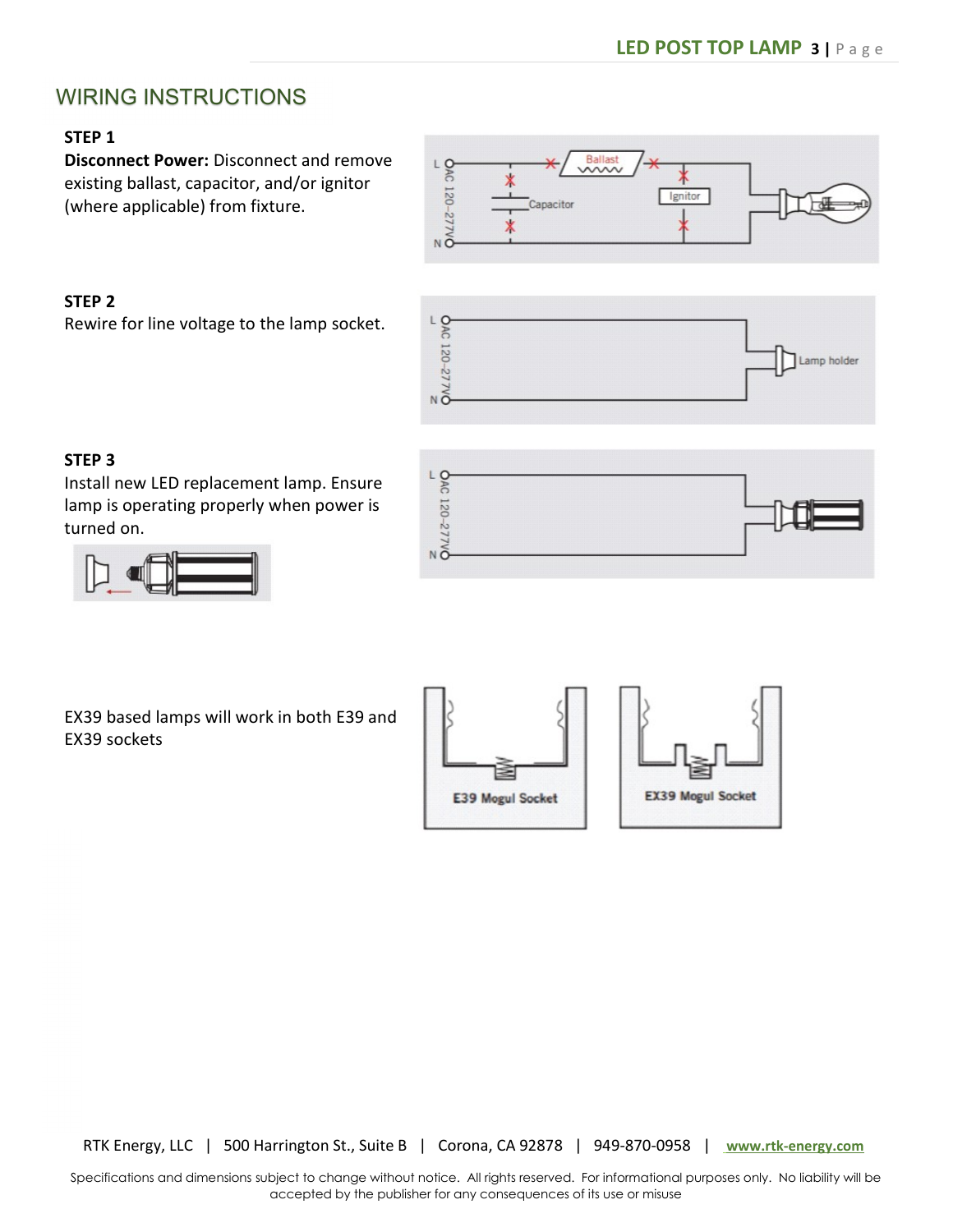## WIRING INSTRUCTIONS

**STEP 1**

**Disconnect Power:** Disconnect and remove existing ballast, capacitor, and/or ignitor (where applicable) from fixture.

**STEP 2**

Rewire for line voltage to the lamp socket.

**STEP 3**

Install new LED replacement lamp. Ensure lamp is operating properly when power is turned on.

EX39 based lamps will work in both E39 and EX39 sockets

RTK Energy, LLC | 500 Harrington St., Suite B | Corona, CA 92878 | 949-870-0958 | www.rtk-energy.com

Specifications and dimensions subject to change without notice. All rights reserved. For informational purposes only. No liability will be accepted by the publisher for any consequences of its use or misuse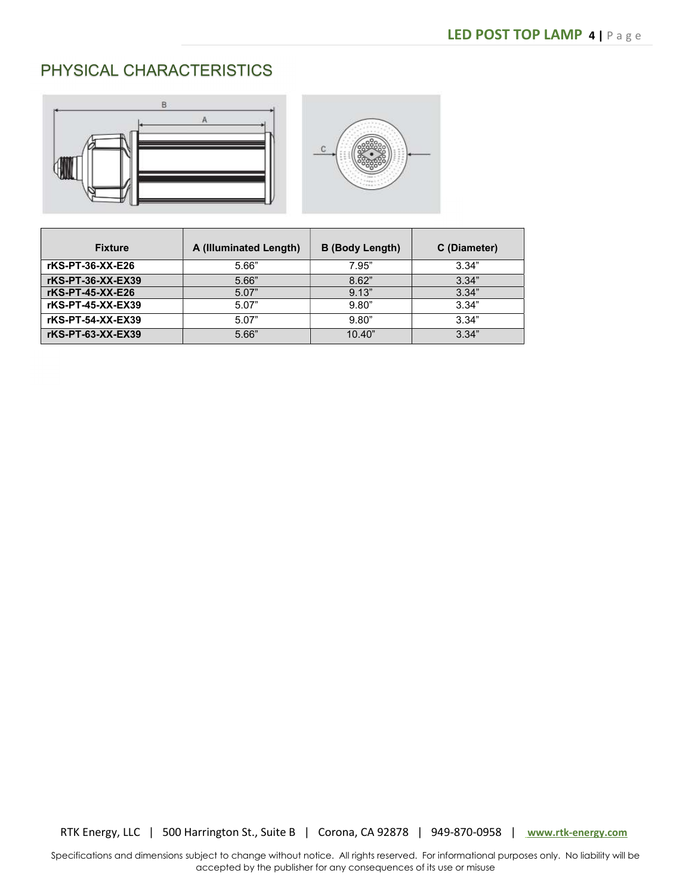## PHYSICAL CHARACTERISTICS

B

A

C

| Fixture | A (Illuminated Length) | B (Body Length) | C (Diameter) |
|---|---|---|---|
| **rKS-PT-36-XX-E26** | 5.66” | 7.95” | 3.34” |
| **rKS-PT-36-XX-EX39** | 5.66” | 8.62” | 3.34” |
| **rKS-PT-45-XX-E26** | 5.07” | 9.13” | 3.34” |
| **rKS-PT-45-XX-EX39** | 5.07” | 9.80” | 3.34” |
| **rKS-PT-54-XX-EX39** | 5.07” | 9.80” | 3.34” |
| **rKS-PT-63-XX-EX39** | 5.66” | 10.40” | 3.34” |

RTK Energy, LLC | 500 Harrington St., Suite B | Corona, CA 92878 | 949-870-0958 | www.rtk-energy.com

Specifications and dimensions subject to change without notice. All rights reserved. For informational purposes only. No liability will be accepted by the publisher for any consequences of its use or misuse